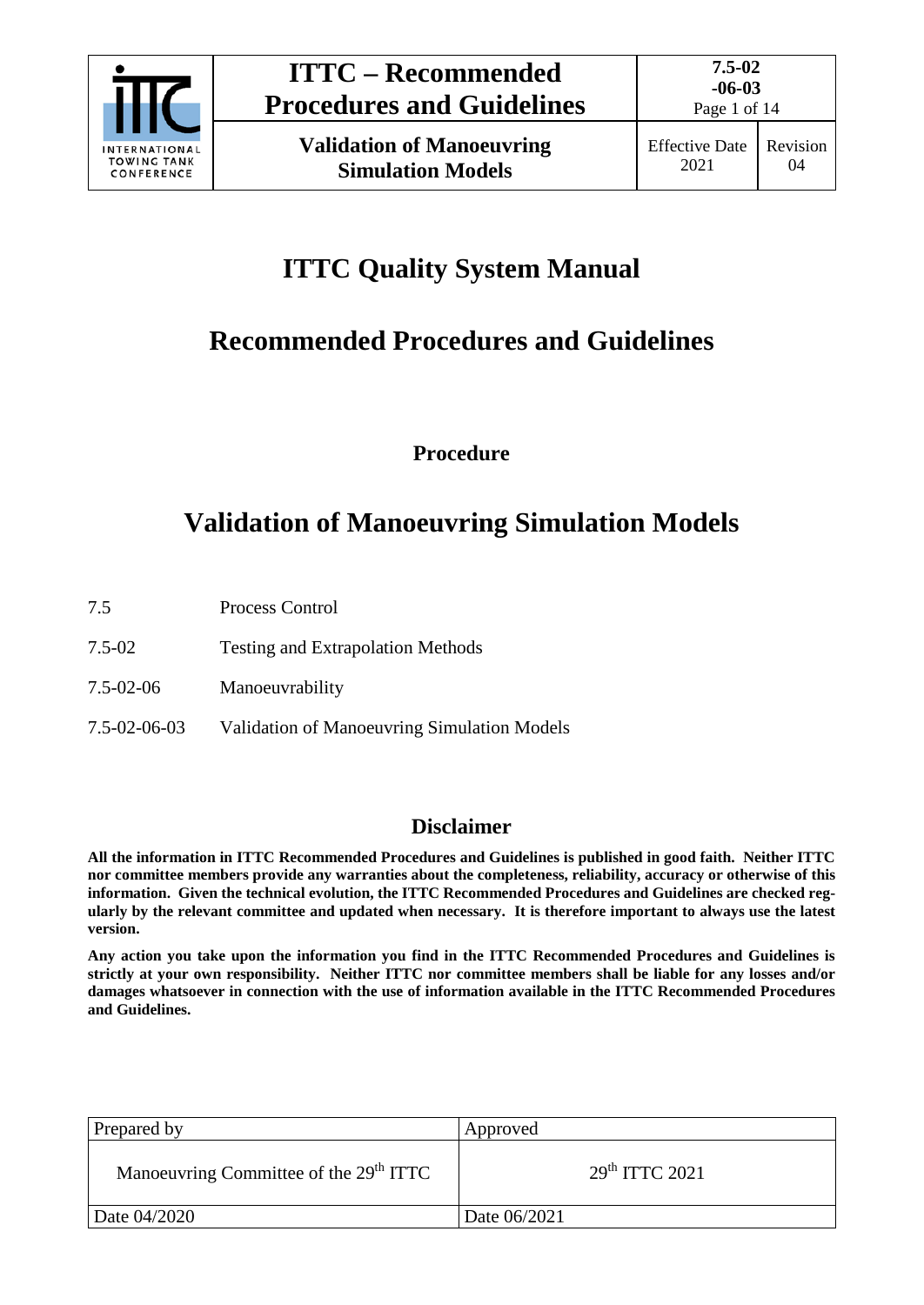# ITTC Quality System Manual

# Recommended Procedures and Guidelines

**Procedure**

# Validation of Manoeuvring Simulation Models

| | |
|---|---|
| 7.5 | Process Control |
| 7.5-02 | Testing and Extrapolation Methods |
| 7.5-02-06 | Manoeuvrability |
| 7.5-02-06-03 | Validation of Manoeuvring Simulation Models |

## Disclaimer

**All the information in ITTC Recommended Procedures and Guidelines is published in good faith. Neither ITTC nor committee members provide any warranties about the completeness, reliability, accuracy or otherwise of this information. Given the technical evolution, the ITTC Recommended Procedures and Guidelines are checked regularly by the relevant committee and updated when necessary. It is therefore important to always use the latest version.**

**Any action you take upon the information you find in the ITTC Recommended Procedures and Guidelines is strictly at your own responsibility. Neither ITTC nor committee members shall be liable for any losses and/or damages whatsoever in connection with the use of information available in the ITTC Recommended Procedures and Guidelines.**

| Prepared by | Approved |
|---|---|
| Manoeuvring Committee of the 29th ITTC | 29th ITTC 2021 |
| Date 04/2020 | Date 06/2021 |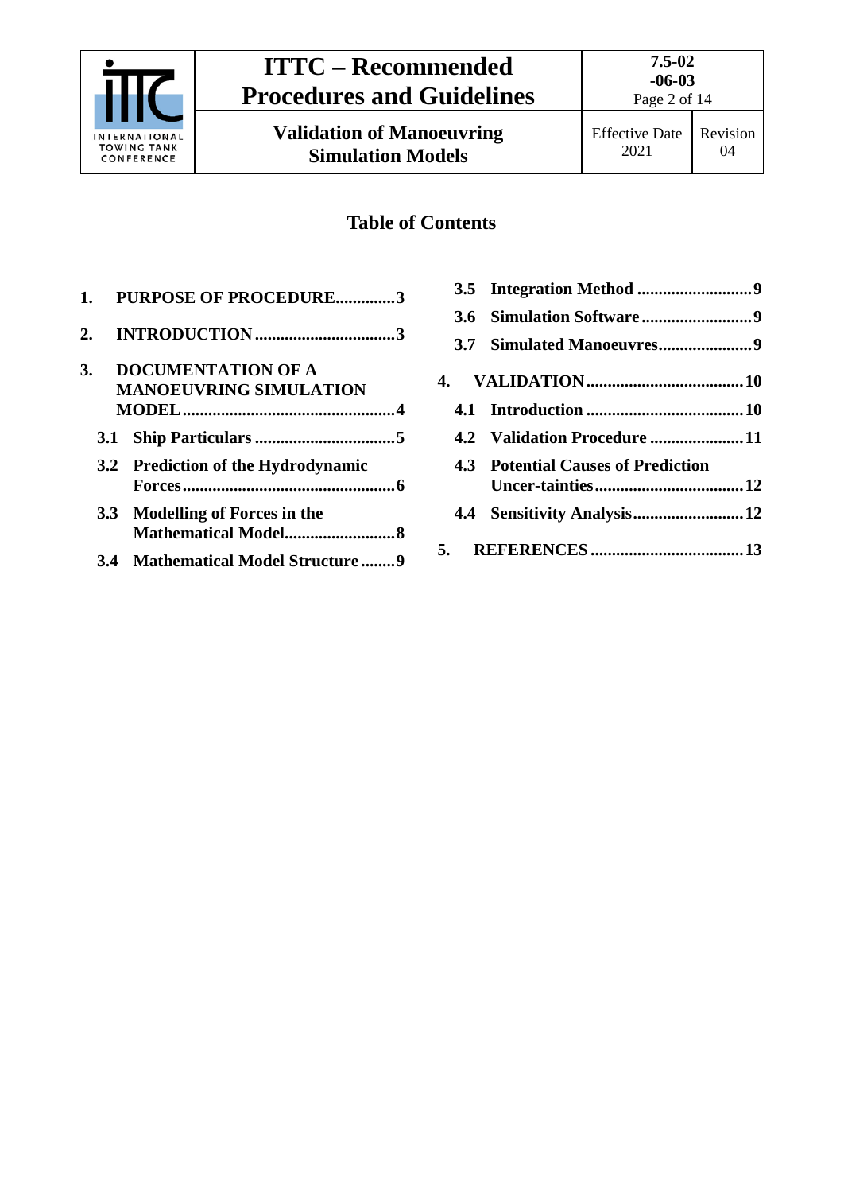## Table of Contents

1. **PURPOSE OF PROCEDURE..............3**
2. **INTRODUCTION ..................................3**
3. **DOCUMENTATION OF A MANOEUVRING SIMULATION MODEL ...................................................4**
   - **3.1 Ship Particulars .................................5**
   - **3.2 Prediction of the Hydrodynamic Forces...................................................6**
   - **3.3 Modelling of Forces in the Mathematical Model..........................8**
   - **3.4 Mathematical Model Structure ........9**
   - **3.5 Integration Method ...........................9**
   - **3.6 Simulation Software ..........................9**
   - **3.7 Simulated Manoeuvres......................9**
4. **VALIDATION ......................................10**
   - **4.1 Introduction .....................................10**
   - **4.2 Validation Procedure ......................11**
   - **4.3 Potential Causes of Prediction Uncer-tainties...................................12**
   - **4.4 Sensitivity Analysis..........................12**
5. **REFERENCES ....................................13**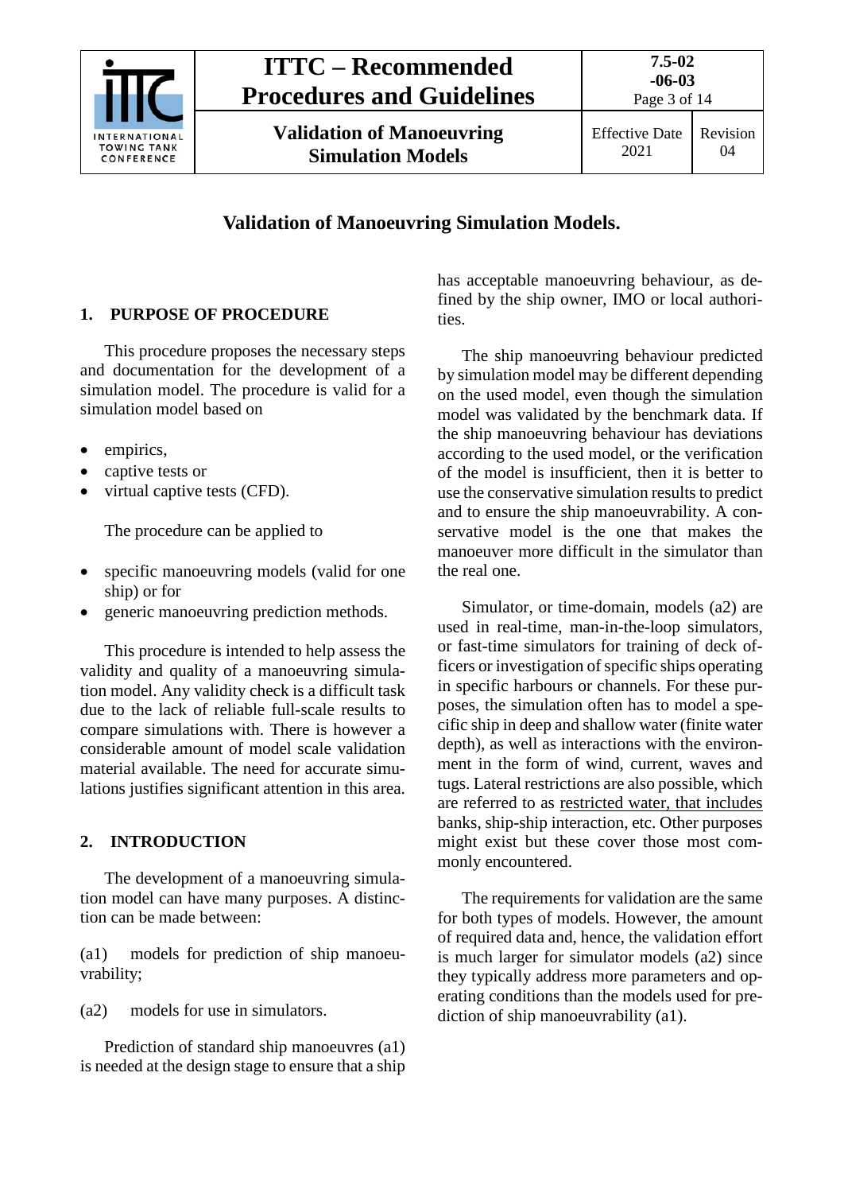# Validation of Manoeuvring Simulation Models.

## 1. PURPOSE OF PROCEDURE

This procedure proposes the necessary steps and documentation for the development of a simulation model. The procedure is valid for a simulation model based on

- empirics,
- captive tests or
- virtual captive tests (CFD).

The procedure can be applied to

- specific manoeuvring models (valid for one ship) or for
- generic manoeuvring prediction methods.

This procedure is intended to help assess the validity and quality of a manoeuvring simulation model. Any validity check is a difficult task due to the lack of reliable full-scale results to compare simulations with. There is however a considerable amount of model scale validation material available. The need for accurate simulations justifies significant attention in this area.

## 2. INTRODUCTION

The development of a manoeuvring simulation model can have many purposes. A distinction can be made between:

(a1) models for prediction of ship manoeuvrability;

(a2) models for use in simulators.

Prediction of standard ship manoeuvres (a1) is needed at the design stage to ensure that a ship has acceptable manoeuvring behaviour, as defined by the ship owner, IMO or local authorities.

The ship manoeuvring behaviour predicted by simulation model may be different depending on the used model, even though the simulation model was validated by the benchmark data. If the ship manoeuvring behaviour has deviations according to the used model, or the verification of the model is insufficient, then it is better to use the conservative simulation results to predict and to ensure the ship manoeuvrability. A conservative model is the one that makes the manoeuver more difficult in the simulator than the real one.

Simulator, or time-domain, models (a2) are used in real-time, man-in-the-loop simulators, or fast-time simulators for training of deck officers or investigation of specific ships operating in specific harbours or channels. For these purposes, the simulation often has to model a specific ship in deep and shallow water (finite water depth), as well as interactions with the environment in the form of wind, current, waves and tugs. Lateral restrictions are also possible, which are referred to as restricted water, that includes banks, ship-ship interaction, etc. Other purposes might exist but these cover those most commonly encountered.

The requirements for validation are the same for both types of models. However, the amount of required data and, hence, the validation effort is much larger for simulator models (a2) since they typically address more parameters and operating conditions than the models used for prediction of ship manoeuvrability (a1).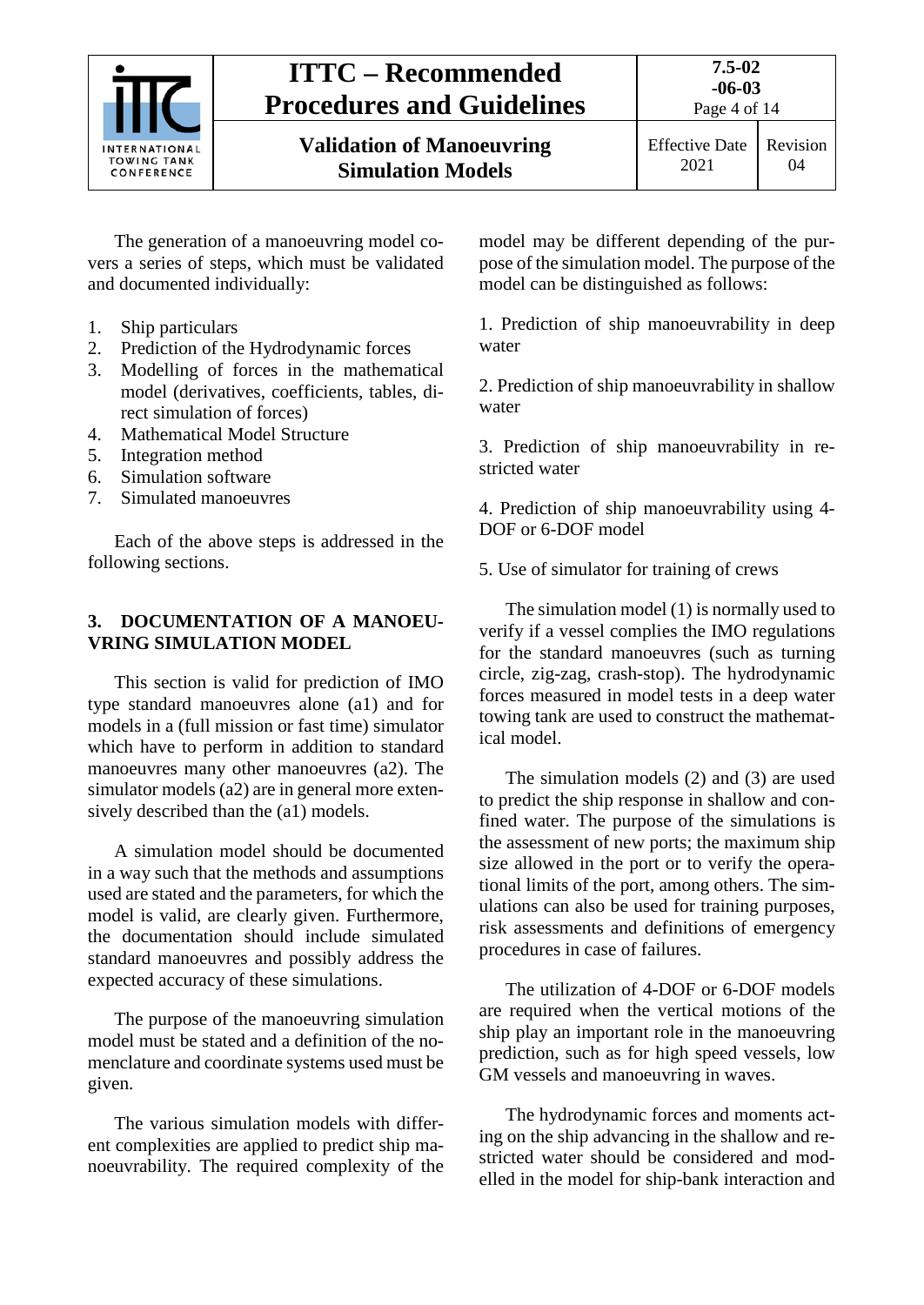The generation of a manoeuvring model covers a series of steps, which must be validated and documented individually:

1. Ship particulars
2. Prediction of the Hydrodynamic forces
3. Modelling of forces in the mathematical model (derivatives, coefficients, tables, direct simulation of forces)
4. Mathematical Model Structure
5. Integration method
6. Simulation software
7. Simulated manoeuvres

Each of the above steps is addressed in the following sections.

## 3. DOCUMENTATION OF A MANOEUVRING SIMULATION MODEL

This section is valid for prediction of IMO type standard manoeuvres alone (a1) and for models in a (full mission or fast time) simulator which have to perform in addition to standard manoeuvres many other manoeuvres (a2). The simulator models (a2) are in general more extensively described than the (a1) models.

A simulation model should be documented in a way such that the methods and assumptions used are stated and the parameters, for which the model is valid, are clearly given. Furthermore, the documentation should include simulated standard manoeuvres and possibly address the expected accuracy of these simulations.

The purpose of the manoeuvring simulation model must be stated and a definition of the nomenclature and coordinate systems used must be given.

The various simulation models with different complexities are applied to predict ship manoeuvrability. The required complexity of the model may be different depending of the purpose of the simulation model. The purpose of the model can be distinguished as follows:

1. Prediction of ship manoeuvrability in deep water

2. Prediction of ship manoeuvrability in shallow water

3. Prediction of ship manoeuvrability in restricted water

4. Prediction of ship manoeuvrability using 4-DOF or 6-DOF model

5. Use of simulator for training of crews

The simulation model (1) is normally used to verify if a vessel complies the IMO regulations for the standard manoeuvres (such as turning circle, zig-zag, crash-stop). The hydrodynamic forces measured in model tests in a deep water towing tank are used to construct the mathematical model.

The simulation models (2) and (3) are used to predict the ship response in shallow and confined water. The purpose of the simulations is the assessment of new ports; the maximum ship size allowed in the port or to verify the operational limits of the port, among others. The simulations can also be used for training purposes, risk assessments and definitions of emergency procedures in case of failures.

The utilization of 4-DOF or 6-DOF models are required when the vertical motions of the ship play an important role in the manoeuvring prediction, such as for high speed vessels, low GM vessels and manoeuvring in waves.

The hydrodynamic forces and moments acting on the ship advancing in the shallow and restricted water should be considered and modelled in the model for ship-bank interaction and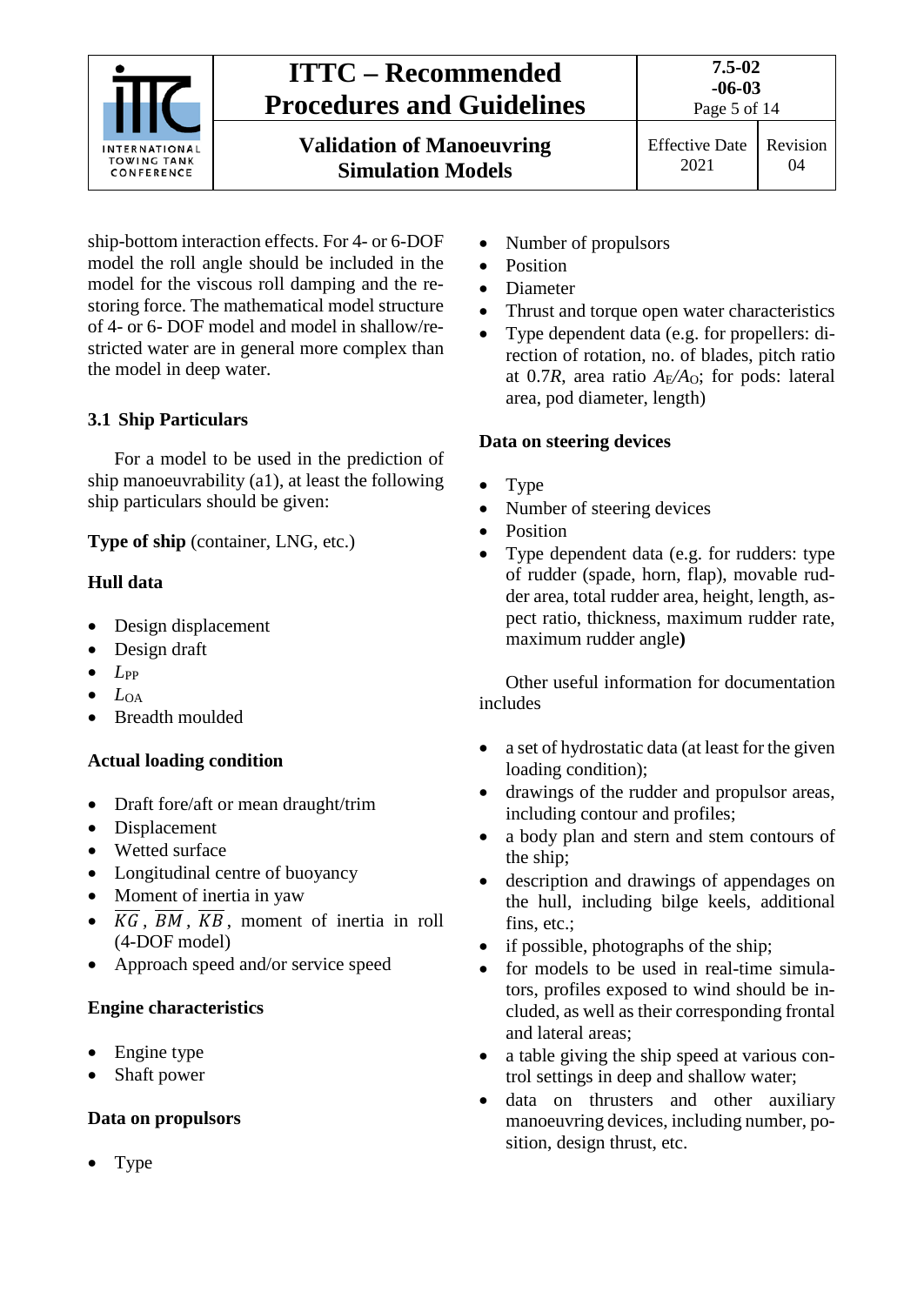ship-bottom interaction effects. For 4- or 6-DOF model the roll angle should be included in the model for the viscous roll damping and the restoring force. The mathematical model structure of 4- or 6- DOF model and model in shallow/restricted water are in general more complex than the model in deep water.

## 3.1 Ship Particulars

For a model to be used in the prediction of ship manoeuvrability (a1), at least the following ship particulars should be given:

**Type of ship** (container, LNG, etc.)

**Hull data**

- Design displacement
- Design draft
- $L_{PP}$
- $L_{OA}$
- Breadth moulded

**Actual loading condition**

- Draft fore/aft or mean draught/trim
- Displacement
- Wetted surface
- Longitudinal centre of buoyancy
- Moment of inertia in yaw
- $\overline{KG}$, $\overline{BM}$, $\overline{KB}$, moment of inertia in roll (4-DOF model)
- Approach speed and/or service speed

**Engine characteristics**

- Engine type
- Shaft power

**Data on propulsors**

- Type
- Number of propulsors
- Position
- Diameter
- Thrust and torque open water characteristics
- Type dependent data (e.g. for propellers: direction of rotation, no. of blades, pitch ratio at 0.7$R$, area ratio $A_E/A_O$; for pods: lateral area, pod diameter, length)

**Data on steering devices**

- Type
- Number of steering devices
- Position
- Type dependent data (e.g. for rudders: type of rudder (spade, horn, flap), movable rudder area, total rudder area, height, length, aspect ratio, thickness, maximum rudder rate, maximum rudder angle**)**

Other useful information for documentation includes

- a set of hydrostatic data (at least for the given loading condition);
- drawings of the rudder and propulsor areas, including contour and profiles;
- a body plan and stern and stem contours of the ship;
- description and drawings of appendages on the hull, including bilge keels, additional fins, etc.;
- if possible, photographs of the ship;
- for models to be used in real-time simulators, profiles exposed to wind should be included, as well as their corresponding frontal and lateral areas;
- a table giving the ship speed at various control settings in deep and shallow water;
- data on thrusters and other auxiliary manoeuvring devices, including number, position, design thrust, etc.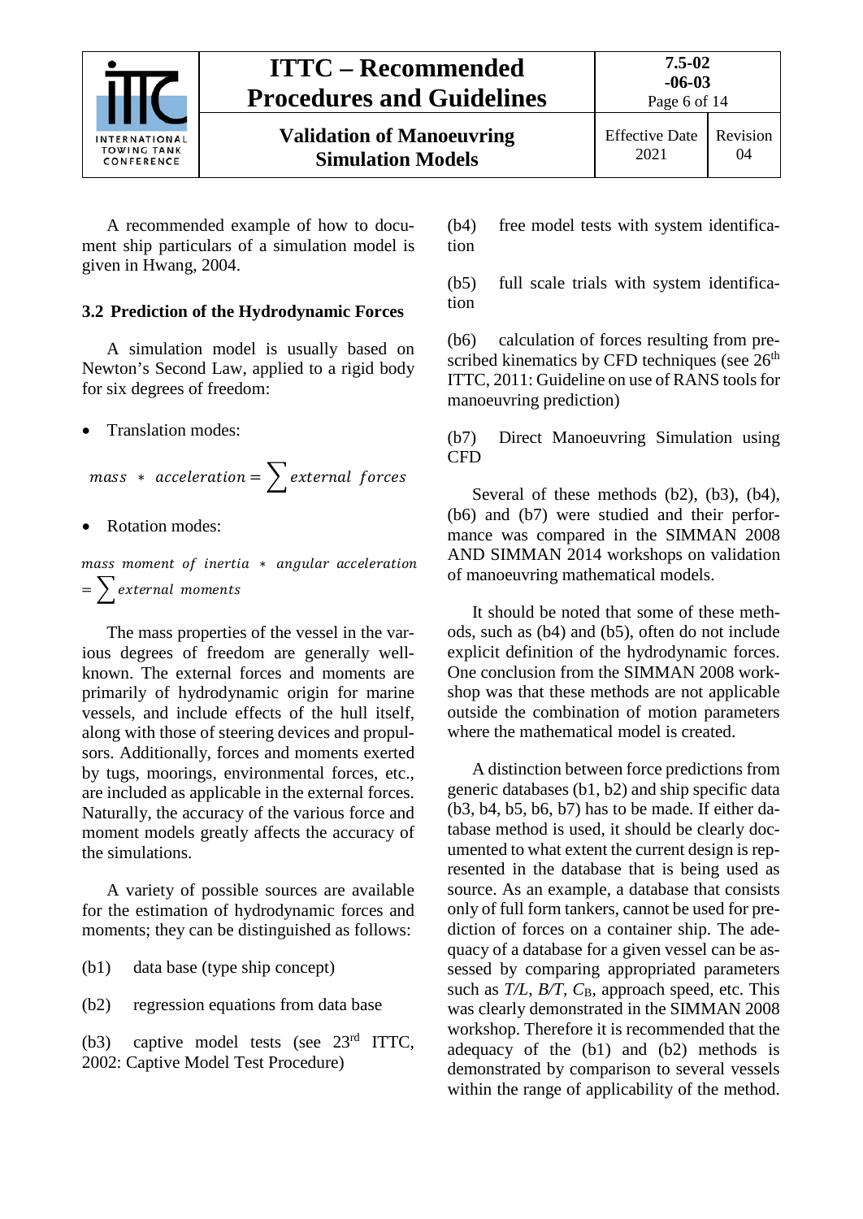A recommended example of how to document ship particulars of a simulation model is given in Hwang, 2004.

### 3.2 Prediction of the Hydrodynamic Forces

A simulation model is usually based on Newton's Second Law, applied to a rigid body for six degrees of freedom:

- Translation modes:

$$mass \ * \ acceleration = \sum external \ \ forces$$

- Rotation modes:

$$mass \ moment \ of \ inertia \ * \ angular \ acceleration = \sum external \ moments$$

The mass properties of the vessel in the various degrees of freedom are generally well-known. The external forces and moments are primarily of hydrodynamic origin for marine vessels, and include effects of the hull itself, along with those of steering devices and propulsors. Additionally, forces and moments exerted by tugs, moorings, environmental forces, etc., are included as applicable in the external forces. Naturally, the accuracy of the various force and moment models greatly affects the accuracy of the simulations.

A variety of possible sources are available for the estimation of hydrodynamic forces and moments; they can be distinguished as follows:

(b1) data base (type ship concept)

(b2) regression equations from data base

(b3) captive model tests (see 23rd ITTC, 2002: Captive Model Test Procedure)

(b4) free model tests with system identification

(b5) full scale trials with system identification

(b6) calculation of forces resulting from prescribed kinematics by CFD techniques (see 26th ITTC, 2011: Guideline on use of RANS tools for manoeuvring prediction)

(b7) Direct Manoeuvring Simulation using CFD

Several of these methods (b2), (b3), (b4), (b6) and (b7) were studied and their performance was compared in the SIMMAN 2008 AND SIMMAN 2014 workshops on validation of manoeuvring mathematical models.

It should be noted that some of these methods, such as (b4) and (b5), often do not include explicit definition of the hydrodynamic forces. One conclusion from the SIMMAN 2008 workshop was that these methods are not applicable outside the combination of motion parameters where the mathematical model is created.

A distinction between force predictions from generic databases (b1, b2) and ship specific data (b3, b4, b5, b6, b7) has to be made. If either database method is used, it should be clearly documented to what extent the current design is represented in the database that is being used as source. As an example, a database that consists only of full form tankers, cannot be used for prediction of forces on a container ship. The adequacy of a database for a given vessel can be assessed by comparing appropriated parameters such as $T/L$, $B/T$, $C_B$, approach speed, etc. This was clearly demonstrated in the SIMMAN 2008 workshop. Therefore it is recommended that the adequacy of the (b1) and (b2) methods is demonstrated by comparison to several vessels within the range of applicability of the method.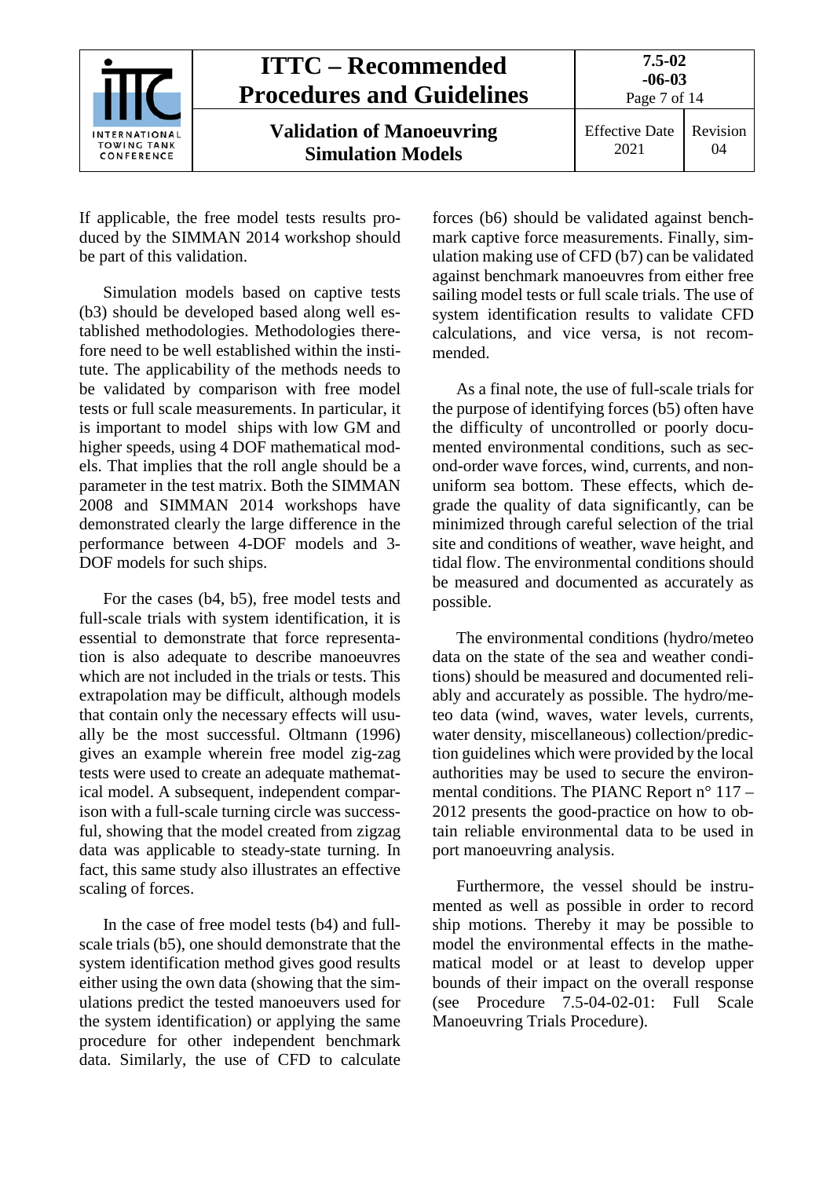If applicable, the free model tests results produced by the SIMMAN 2014 workshop should be part of this validation.

Simulation models based on captive tests (b3) should be developed based along well established methodologies. Methodologies therefore need to be well established within the institute. The applicability of the methods needs to be validated by comparison with free model tests or full scale measurements. In particular, it is important to model ships with low GM and higher speeds, using 4 DOF mathematical models. That implies that the roll angle should be a parameter in the test matrix. Both the SIMMAN 2008 and SIMMAN 2014 workshops have demonstrated clearly the large difference in the performance between 4-DOF models and 3-DOF models for such ships.

For the cases (b4, b5), free model tests and full-scale trials with system identification, it is essential to demonstrate that force representation is also adequate to describe manoeuvres which are not included in the trials or tests. This extrapolation may be difficult, although models that contain only the necessary effects will usually be the most successful. Oltmann (1996) gives an example wherein free model zig-zag tests were used to create an adequate mathematical model. A subsequent, independent comparison with a full-scale turning circle was successful, showing that the model created from zigzag data was applicable to steady-state turning. In fact, this same study also illustrates an effective scaling of forces.

In the case of free model tests (b4) and full-scale trials (b5), one should demonstrate that the system identification method gives good results either using the own data (showing that the simulations predict the tested manoeuvers used for the system identification) or applying the same procedure for other independent benchmark data. Similarly, the use of CFD to calculate forces (b6) should be validated against benchmark captive force measurements. Finally, simulation making use of CFD (b7) can be validated against benchmark manoeuvres from either free sailing model tests or full scale trials. The use of system identification results to validate CFD calculations, and vice versa, is not recommended.

As a final note, the use of full-scale trials for the purpose of identifying forces (b5) often have the difficulty of uncontrolled or poorly documented environmental conditions, such as second-order wave forces, wind, currents, and non-uniform sea bottom. These effects, which degrade the quality of data significantly, can be minimized through careful selection of the trial site and conditions of weather, wave height, and tidal flow. The environmental conditions should be measured and documented as accurately as possible.

The environmental conditions (hydro/meteo data on the state of the sea and weather conditions) should be measured and documented reliably and accurately as possible. The hydro/meteo data (wind, waves, water levels, currents, water density, miscellaneous) collection/prediction guidelines which were provided by the local authorities may be used to secure the environmental conditions. The PIANC Report n° 117 – 2012 presents the good-practice on how to obtain reliable environmental data to be used in port manoeuvring analysis.

Furthermore, the vessel should be instrumented as well as possible in order to record ship motions. Thereby it may be possible to model the environmental effects in the mathematical model or at least to develop upper bounds of their impact on the overall response (see Procedure 7.5-04-02-01: Full Scale Manoeuvring Trials Procedure).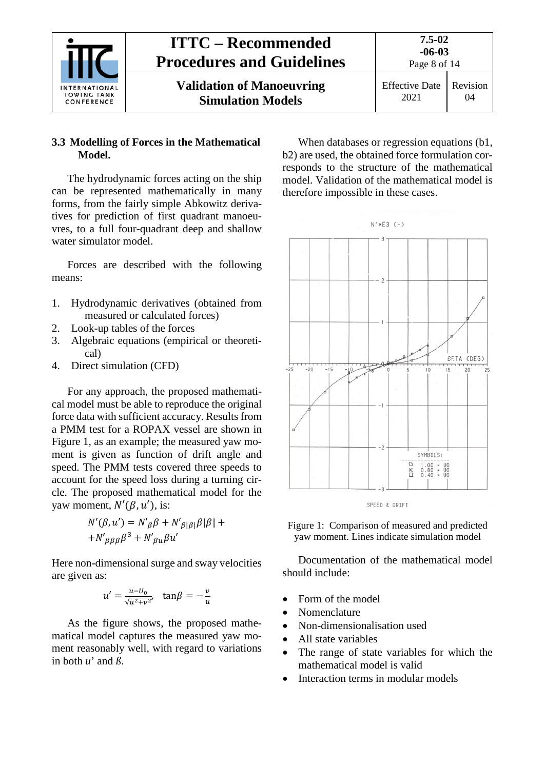### 3.3 Modelling of Forces in the Mathematical Model.

The hydrodynamic forces acting on the ship can be represented mathematically in many forms, from the fairly simple Abkowitz derivatives for prediction of first quadrant manoeuvres, to a full four-quadrant deep and shallow water simulator model.

Forces are described with the following means:

1. Hydrodynamic derivatives (obtained from measured or calculated forces)
2. Look-up tables of the forces
3. Algebraic equations (empirical or theoretical)
4. Direct simulation (CFD)

For any approach, the proposed mathematical model must be able to reproduce the original force data with sufficient accuracy. Results from a PMM test for a ROPAX vessel are shown in Figure 1, as an example; the measured yaw moment is given as function of drift angle and speed. The PMM tests covered three speeds to account for the speed loss during a turning circle. The proposed mathematical model for the yaw moment, $N'(\beta, u')$, is:

$$N'(\beta, u') = N'_{\beta}\beta + N'_{\beta|\beta|}\beta|\beta| + $$
$$+N'_{\beta\beta\beta}\beta^3 + N'_{\beta u}\beta u'$$

Here non-dimensional surge and sway velocities are given as:

$$u' = \frac{u-U_0}{\sqrt{u^2+v^2}}, \quad \tan\beta = -\frac{v}{u}$$

As the figure shows, the proposed mathematical model captures the measured yaw moment reasonably well, with regard to variations in both $u'$ and $\beta$.

When databases or regression equations (b1, b2) are used, the obtained force formulation corresponds to the structure of the mathematical model. Validation of the mathematical model is therefore impossible in these cases.

Figure 1: Comparison of measured and predicted yaw moment. Lines indicate simulation model

Documentation of the mathematical model should include:

- Form of the model
- Nomenclature
- Non-dimensionalisation used
- All state variables
- The range of state variables for which the mathematical model is valid
- Interaction terms in modular models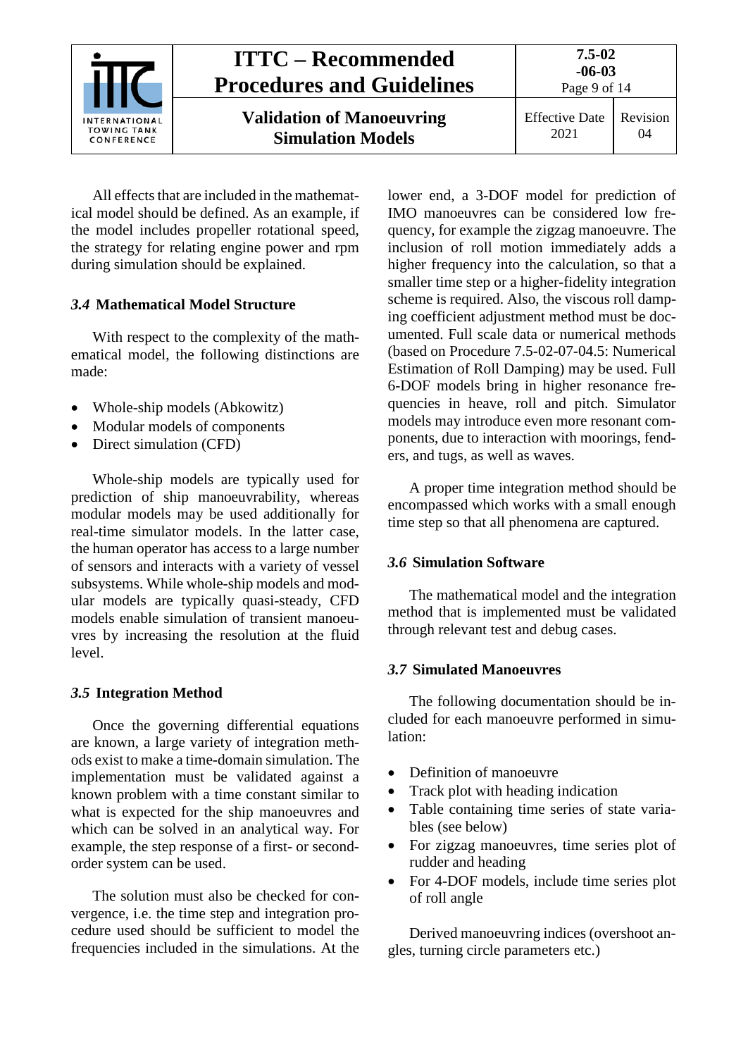All effects that are included in the mathematical model should be defined. As an example, if the model includes propeller rotational speed, the strategy for relating engine power and rpm during simulation should be explained.

### *3.4* Mathematical Model Structure

With respect to the complexity of the mathematical model, the following distinctions are made:

- Whole-ship models (Abkowitz)
- Modular models of components
- Direct simulation (CFD)

Whole-ship models are typically used for prediction of ship manoeuvrability, whereas modular models may be used additionally for real-time simulator models. In the latter case, the human operator has access to a large number of sensors and interacts with a variety of vessel subsystems. While whole-ship models and modular models are typically quasi-steady, CFD models enable simulation of transient manoeuvres by increasing the resolution at the fluid level.

### *3.5* Integration Method

Once the governing differential equations are known, a large variety of integration methods exist to make a time-domain simulation. The implementation must be validated against a known problem with a time constant similar to what is expected for the ship manoeuvres and which can be solved in an analytical way. For example, the step response of a first- or second-order system can be used.

The solution must also be checked for convergence, i.e. the time step and integration procedure used should be sufficient to model the frequencies included in the simulations. At the lower end, a 3-DOF model for prediction of IMO manoeuvres can be considered low frequency, for example the zigzag manoeuvre. The inclusion of roll motion immediately adds a higher frequency into the calculation, so that a smaller time step or a higher-fidelity integration scheme is required. Also, the viscous roll damping coefficient adjustment method must be documented. Full scale data or numerical methods (based on Procedure 7.5-02-07-04.5: Numerical Estimation of Roll Damping) may be used. Full 6-DOF models bring in higher resonance frequencies in heave, roll and pitch. Simulator models may introduce even more resonant components, due to interaction with moorings, fenders, and tugs, as well as waves.

A proper time integration method should be encompassed which works with a small enough time step so that all phenomena are captured.

### *3.6* Simulation Software

The mathematical model and the integration method that is implemented must be validated through relevant test and debug cases.

### *3.7* Simulated Manoeuvres

The following documentation should be included for each manoeuvre performed in simulation:

- Definition of manoeuvre
- Track plot with heading indication
- Table containing time series of state variables (see below)
- For zigzag manoeuvres, time series plot of rudder and heading
- For 4-DOF models, include time series plot of roll angle

Derived manoeuvring indices (overshoot angles, turning circle parameters etc.)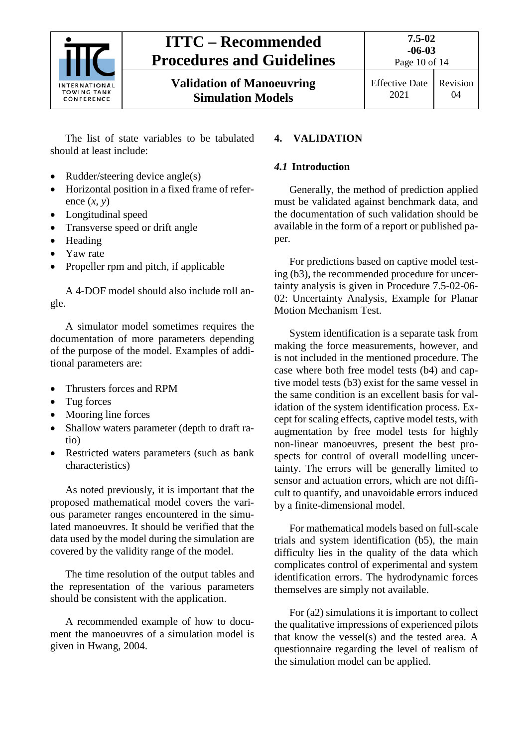The list of state variables to be tabulated should at least include:

- Rudder/steering device angle(s)
- Horizontal position in a fixed frame of reference $(x, y)$
- Longitudinal speed
- Transverse speed or drift angle
- Heading
- Yaw rate
- Propeller rpm and pitch, if applicable

A 4-DOF model should also include roll angle.

A simulator model sometimes requires the documentation of more parameters depending of the purpose of the model. Examples of additional parameters are:

- Thrusters forces and RPM
- Tug forces
- Mooring line forces
- Shallow waters parameter (depth to draft ratio)
- Restricted waters parameters (such as bank characteristics)

As noted previously, it is important that the proposed mathematical model covers the various parameter ranges encountered in the simulated manoeuvres. It should be verified that the data used by the model during the simulation are covered by the validity range of the model.

The time resolution of the output tables and the representation of the various parameters should be consistent with the application.

A recommended example of how to document the manoeuvres of a simulation model is given in Hwang, 2004.

## 4. VALIDATION

### *4.1* Introduction

Generally, the method of prediction applied must be validated against benchmark data, and the documentation of such validation should be available in the form of a report or published paper.

For predictions based on captive model testing (b3), the recommended procedure for uncertainty analysis is given in Procedure 7.5-02-06-02: Uncertainty Analysis, Example for Planar Motion Mechanism Test.

System identification is a separate task from making the force measurements, however, and is not included in the mentioned procedure. The case where both free model tests (b4) and captive model tests (b3) exist for the same vessel in the same condition is an excellent basis for validation of the system identification process. Except for scaling effects, captive model tests, with augmentation by free model tests for highly non-linear manoeuvres, present the best prospects for control of overall modelling uncertainty. The errors will be generally limited to sensor and actuation errors, which are not difficult to quantify, and unavoidable errors induced by a finite-dimensional model.

For mathematical models based on full-scale trials and system identification (b5), the main difficulty lies in the quality of the data which complicates control of experimental and system identification errors. The hydrodynamic forces themselves are simply not available.

For (a2) simulations it is important to collect the qualitative impressions of experienced pilots that know the vessel(s) and the tested area. A questionnaire regarding the level of realism of the simulation model can be applied.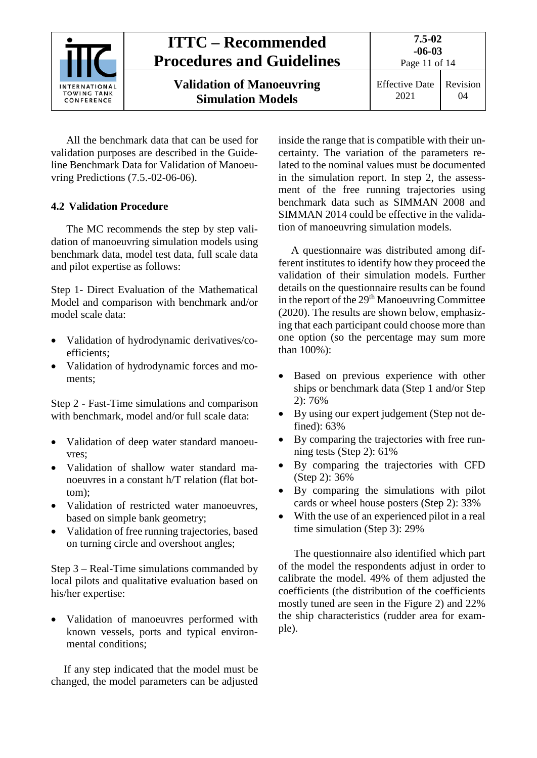All the benchmark data that can be used for validation purposes are described in the Guideline Benchmark Data for Validation of Manoeuvring Predictions (7.5.-02-06-06).

### 4.2 Validation Procedure

The MC recommends the step by step validation of manoeuvring simulation models using benchmark data, model test data, full scale data and pilot expertise as follows:

Step 1- Direct Evaluation of the Mathematical Model and comparison with benchmark and/or model scale data:

- Validation of hydrodynamic derivatives/coefficients;
- Validation of hydrodynamic forces and moments;

Step 2 - Fast-Time simulations and comparison with benchmark, model and/or full scale data:

- Validation of deep water standard manoeuvres;
- Validation of shallow water standard manoeuvres in a constant h/T relation (flat bottom);
- Validation of restricted water manoeuvres, based on simple bank geometry;
- Validation of free running trajectories, based on turning circle and overshoot angles;

Step 3 – Real-Time simulations commanded by local pilots and qualitative evaluation based on his/her expertise:

- Validation of manoeuvres performed with known vessels, ports and typical environmental conditions;

If any step indicated that the model must be changed, the model parameters can be adjusted inside the range that is compatible with their uncertainty. The variation of the parameters related to the nominal values must be documented in the simulation report. In step 2, the assessment of the free running trajectories using benchmark data such as SIMMAN 2008 and SIMMAN 2014 could be effective in the validation of manoeuvring simulation models.

A questionnaire was distributed among different institutes to identify how they proceed the validation of their simulation models. Further details on the questionnaire results can be found in the report of the 29th Manoeuvring Committee (2020). The results are shown below, emphasizing that each participant could choose more than one option (so the percentage may sum more than 100%):

- Based on previous experience with other ships or benchmark data (Step 1 and/or Step 2): 76%
- By using our expert judgement (Step not defined): 63%
- By comparing the trajectories with free running tests (Step 2): 61%
- By comparing the trajectories with CFD (Step 2): 36%
- By comparing the simulations with pilot cards or wheel house posters (Step 2): 33%
- With the use of an experienced pilot in a real time simulation (Step 3): 29%

The questionnaire also identified which part of the model the respondents adjust in order to calibrate the model. 49% of them adjusted the coefficients (the distribution of the coefficients mostly tuned are seen in the Figure 2) and 22% the ship characteristics (rudder area for example).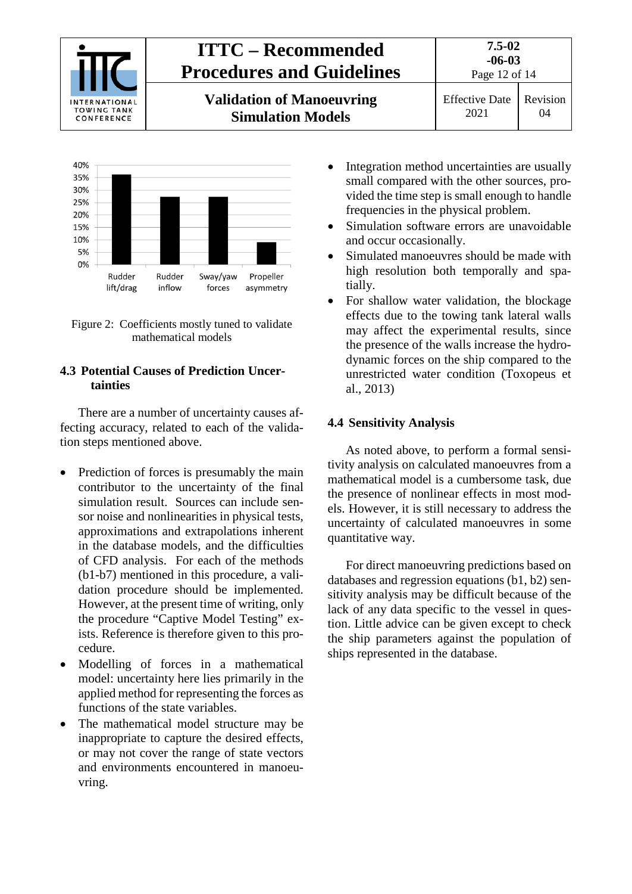Figure 2: Coefficients mostly tuned to validate mathematical models

### 4.3 Potential Causes of Prediction Uncertainties

There are a number of uncertainty causes affecting accuracy, related to each of the validation steps mentioned above.

- Prediction of forces is presumably the main contributor to the uncertainty of the final simulation result. Sources can include sensor noise and nonlinearities in physical tests, approximations and extrapolations inherent in the database models, and the difficulties of CFD analysis. For each of the methods (b1-b7) mentioned in this procedure, a validation procedure should be implemented. However, at the present time of writing, only the procedure "Captive Model Testing" exists. Reference is therefore given to this procedure.
- Modelling of forces in a mathematical model: uncertainty here lies primarily in the applied method for representing the forces as functions of the state variables.
- The mathematical model structure may be inappropriate to capture the desired effects, or may not cover the range of state vectors and environments encountered in manoeuvring.
- Integration method uncertainties are usually small compared with the other sources, provided the time step is small enough to handle frequencies in the physical problem.
- Simulation software errors are unavoidable and occur occasionally.
- Simulated manoeuvres should be made with high resolution both temporally and spatially.
- For shallow water validation, the blockage effects due to the towing tank lateral walls may affect the experimental results, since the presence of the walls increase the hydrodynamic forces on the ship compared to the unrestricted water condition (Toxopeus et al., 2013)

### 4.4 Sensitivity Analysis

As noted above, to perform a formal sensitivity analysis on calculated manoeuvres from a mathematical model is a cumbersome task, due the presence of nonlinear effects in most models. However, it is still necessary to address the uncertainty of calculated manoeuvres in some quantitative way.

For direct manoeuvring predictions based on databases and regression equations (b1, b2) sensitivity analysis may be difficult because of the lack of any data specific to the vessel in question. Little advice can be given except to check the ship parameters against the population of ships represented in the database.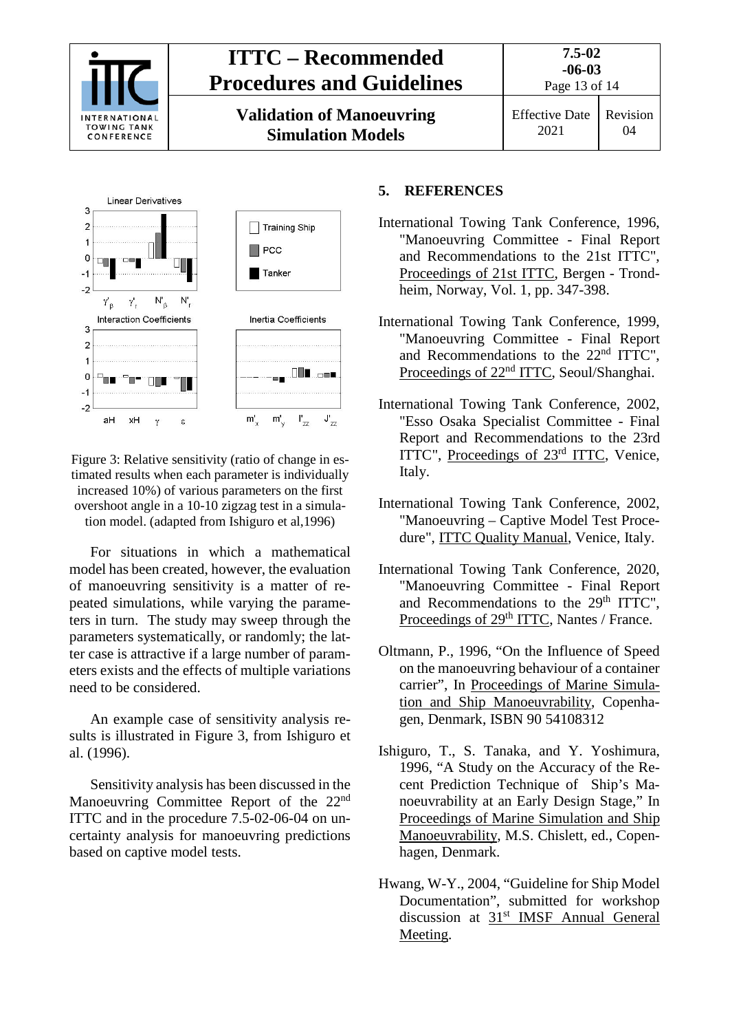Figure 3: Relative sensitivity (ratio of change in estimated results when each parameter is individually increased 10%) of various parameters on the first overshoot angle in a 10-10 zigzag test in a simulation model. (adapted from Ishiguro et al,1996)

For situations in which a mathematical model has been created, however, the evaluation of manoeuvring sensitivity is a matter of repeated simulations, while varying the parameters in turn. The study may sweep through the parameters systematically, or randomly; the latter case is attractive if a large number of parameters exists and the effects of multiple variations need to be considered.

An example case of sensitivity analysis results is illustrated in Figure 3, from Ishiguro et al. (1996).

Sensitivity analysis has been discussed in the Manoeuvring Committee Report of the 22nd ITTC and in the procedure 7.5-02-06-04 on uncertainty analysis for manoeuvring predictions based on captive model tests.

## 5. REFERENCES

International Towing Tank Conference, 1996, "Manoeuvring Committee - Final Report and Recommendations to the 21st ITTC", Proceedings of 21st ITTC, Bergen - Trondheim, Norway, Vol. 1, pp. 347-398.

International Towing Tank Conference, 1999, "Manoeuvring Committee - Final Report and Recommendations to the 22nd ITTC", Proceedings of 22nd ITTC, Seoul/Shanghai.

International Towing Tank Conference, 2002, "Esso Osaka Specialist Committee - Final Report and Recommendations to the 23rd ITTC", Proceedings of 23rd ITTC, Venice, Italy.

International Towing Tank Conference, 2002, "Manoeuvring – Captive Model Test Procedure", ITTC Quality Manual, Venice, Italy.

International Towing Tank Conference, 2020, "Manoeuvring Committee - Final Report and Recommendations to the 29th ITTC", Proceedings of 29th ITTC, Nantes / France.

Oltmann, P., 1996, "On the Influence of Speed on the manoeuvring behaviour of a container carrier", In Proceedings of Marine Simulation and Ship Manoeuvrability, Copenhagen, Denmark, ISBN 90 54108312

Ishiguro, T., S. Tanaka, and Y. Yoshimura, 1996, "A Study on the Accuracy of the Recent Prediction Technique of Ship's Manoeuvrability at an Early Design Stage," In Proceedings of Marine Simulation and Ship Manoeuvrability, M.S. Chislett, ed., Copenhagen, Denmark.

Hwang, W-Y., 2004, "Guideline for Ship Model Documentation", submitted for workshop discussion at 31st IMSF Annual General Meeting.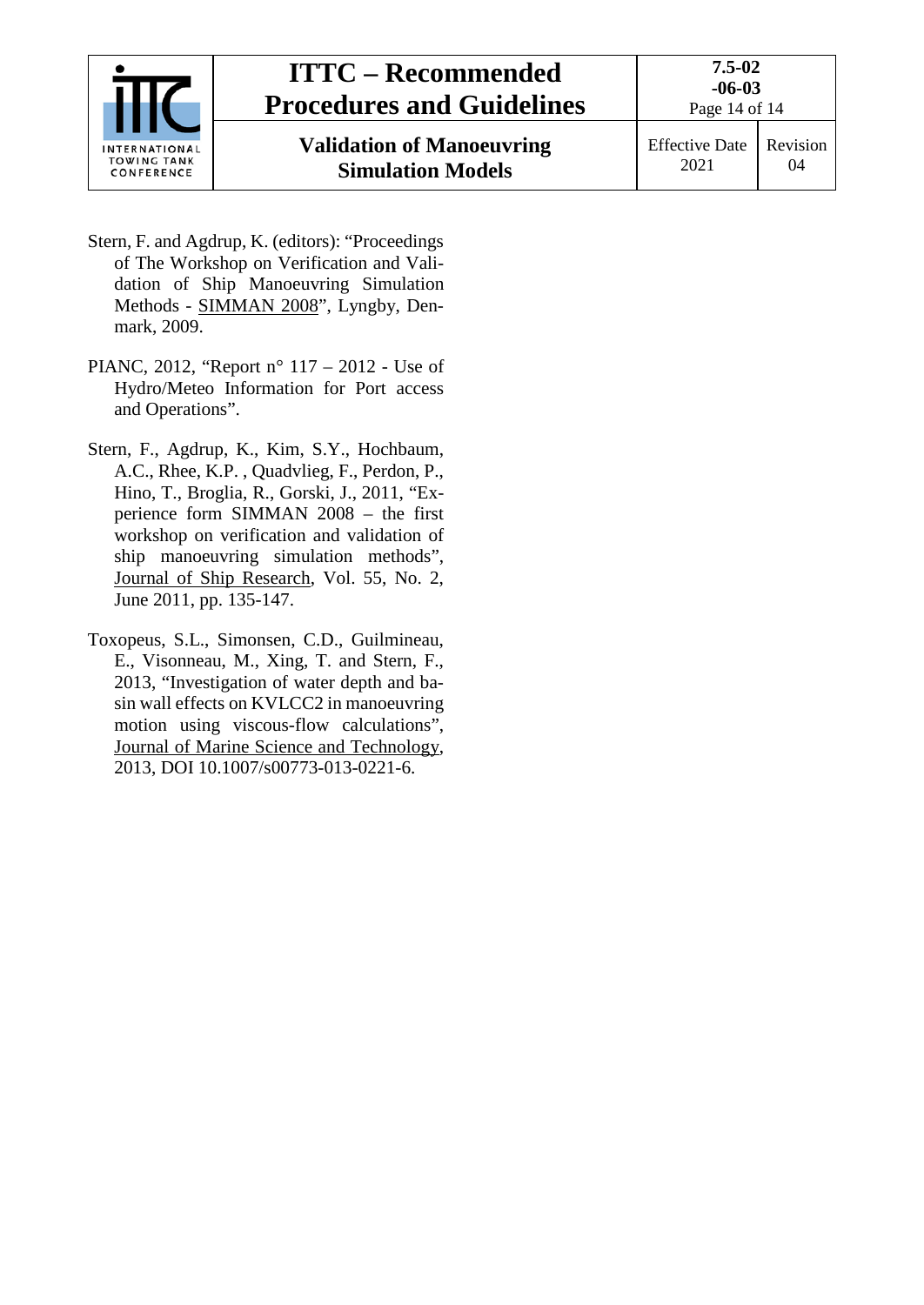Stern, F. and Agdrup, K. (editors): "Proceedings of The Workshop on Verification and Validation of Ship Manoeuvring Simulation Methods - SIMMAN 2008", Lyngby, Denmark, 2009.

PIANC, 2012, "Report n° 117 – 2012 - Use of Hydro/Meteo Information for Port access and Operations".

Stern, F., Agdrup, K., Kim, S.Y., Hochbaum, A.C., Rhee, K.P. , Quadvlieg, F., Perdon, P., Hino, T., Broglia, R., Gorski, J., 2011, "Experience form SIMMAN 2008 – the first workshop on verification and validation of ship manoeuvring simulation methods", Journal of Ship Research, Vol. 55, No. 2, June 2011, pp. 135-147.

Toxopeus, S.L., Simonsen, C.D., Guilmineau, E., Visonneau, M., Xing, T. and Stern, F., 2013, "Investigation of water depth and basin wall effects on KVLCC2 in manoeuvring motion using viscous-flow calculations", Journal of Marine Science and Technology, 2013, DOI 10.1007/s00773-013-0221-6.